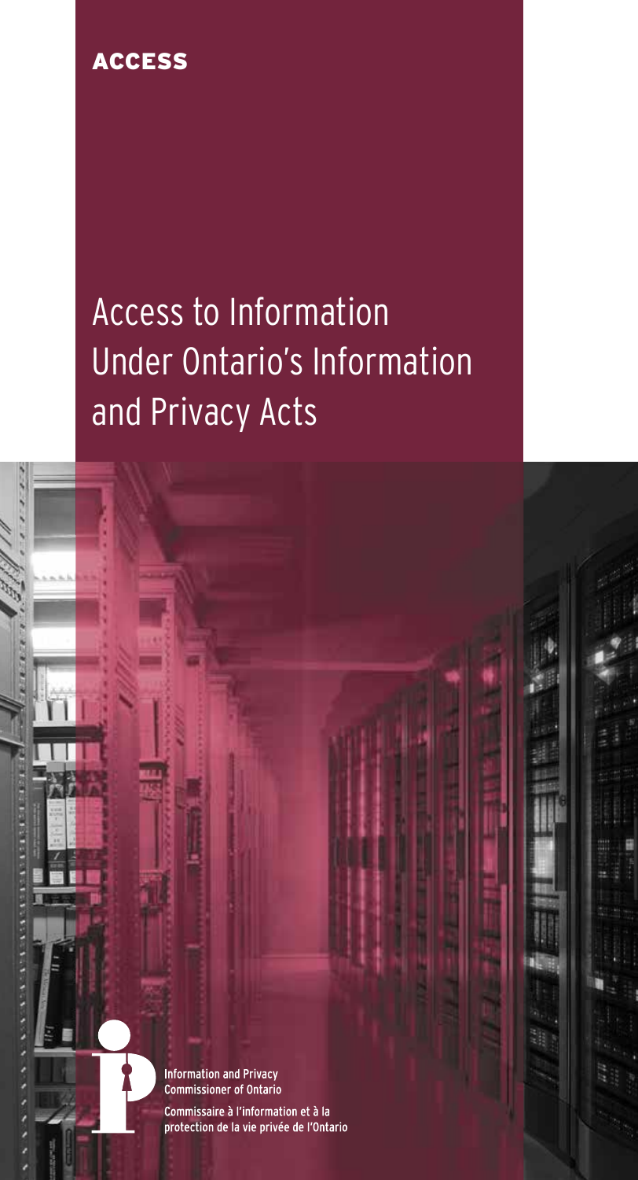**ACCESS**

# Access to Information Under Ontario's Information and Privacy Acts

Information and Privacy Commissioner of Ontario

Commissaire à l'information et à la protection de la vie privée de l'Ontario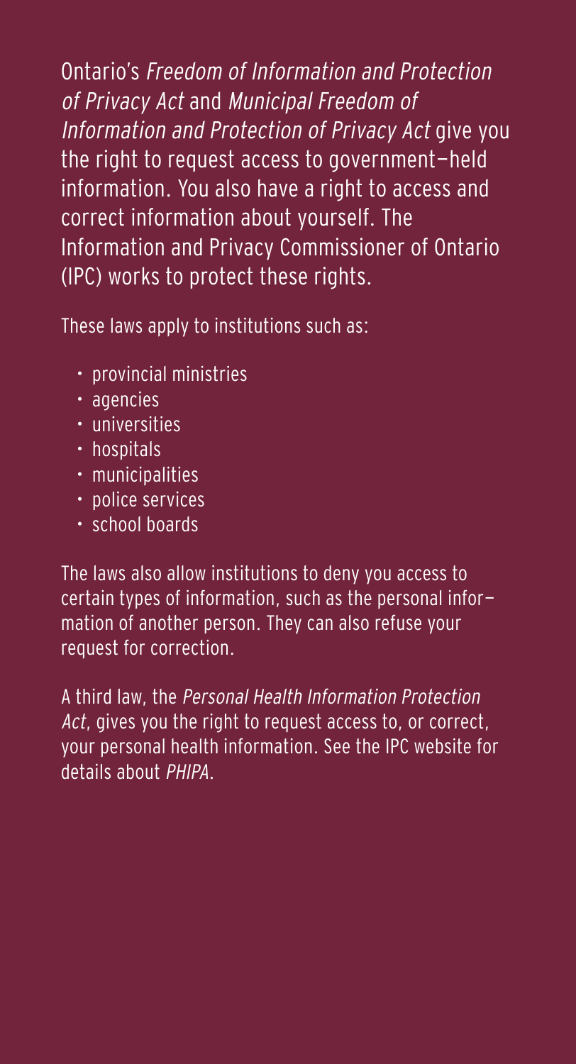Ontario's *Freedom of Information and Protection of Privacy Act* and *Municipal Freedom of Information and Protection of Privacy Act* give you the right to request access to government–held information. You also have a right to access and correct information about yourself. The Information and Privacy Commissioner of Ontario (IPC) works to protect these rights.

These laws apply to institutions such as:

- provincial ministries
- agencies
- universities
- hospitals
- municipalities
- police services
- school boards

The laws also allow institutions to deny you access to certain types of information, such as the personal information of another person. They can also refuse your request for correction.

A third law, the *Personal Health Information Protection Act*, gives you the right to request access to, or correct, your personal health information. See the IPC website for details about *PHIPA*.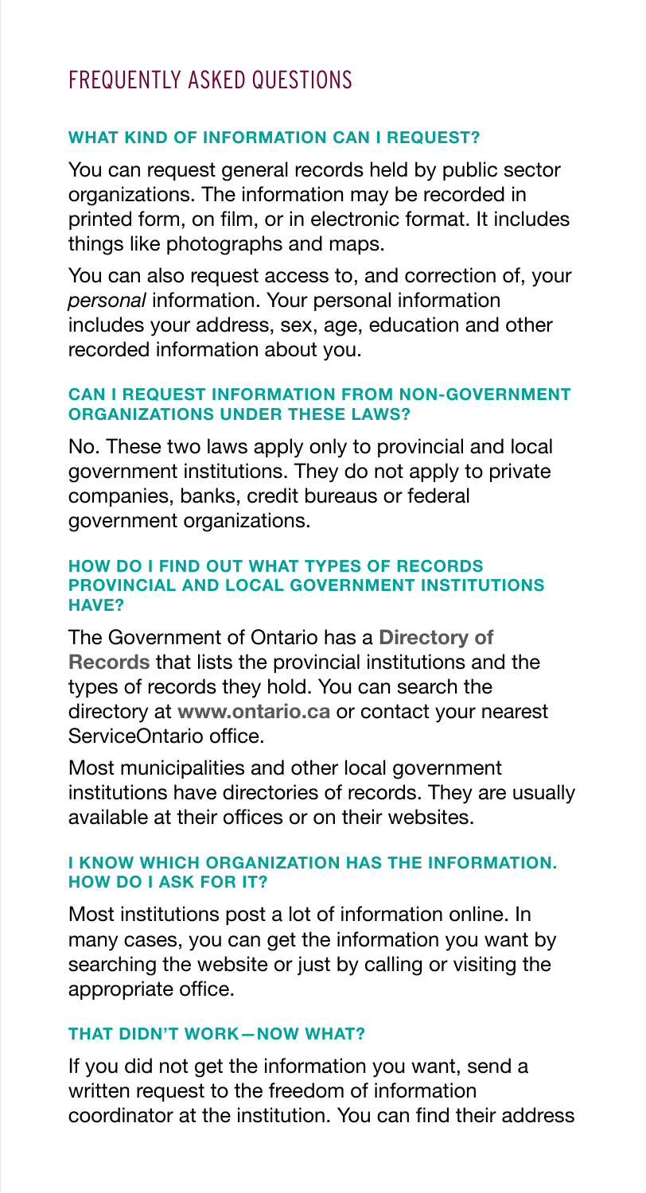## FREQUENTLY ASKED QUESTIONS

### WHAT KIND OF INFORMATION CAN I REQUEST?

You can request general records held by public sector organizations. The information may be recorded in printed form, on film, or in electronic format. It includes things like photographs and maps.

You can also request access to, and correction of, your *personal* information. Your personal information includes your address, sex, age, education and other recorded information about you.

### CAN I REQUEST INFORMATION FROM NON-GOVERNMENT ORGANIZATIONS UNDER THESE LAWS?

No. These two laws apply only to provincial and local government institutions. They do not apply to private companies, banks, credit bureaus or federal government organizations.

### HOW DO I FIND OUT WHAT TYPES OF RECORDS PROVINCIAL AND LOCAL GOVERNMENT INSTITUTIONS HAVE?

The Government of Ontario has a **Directory of Records** that lists the provincial institutions and the types of records they hold. You can search the directory at **www.ontario.ca** or contact your nearest ServiceOntario office.

Most municipalities and other local government institutions have directories of records. They are usually available at their offices or on their websites.

### I KNOW WHICH ORGANIZATION HAS THE INFORMATION. HOW DO I ASK FOR IT?

Most institutions post a lot of information online. In many cases, you can get the information you want by searching the website or just by calling or visiting the appropriate office.

### THAT DIDN'T WORK—NOW WHAT?

If you did not get the information you want, send a written request to the freedom of information coordinator at the institution. You can find their address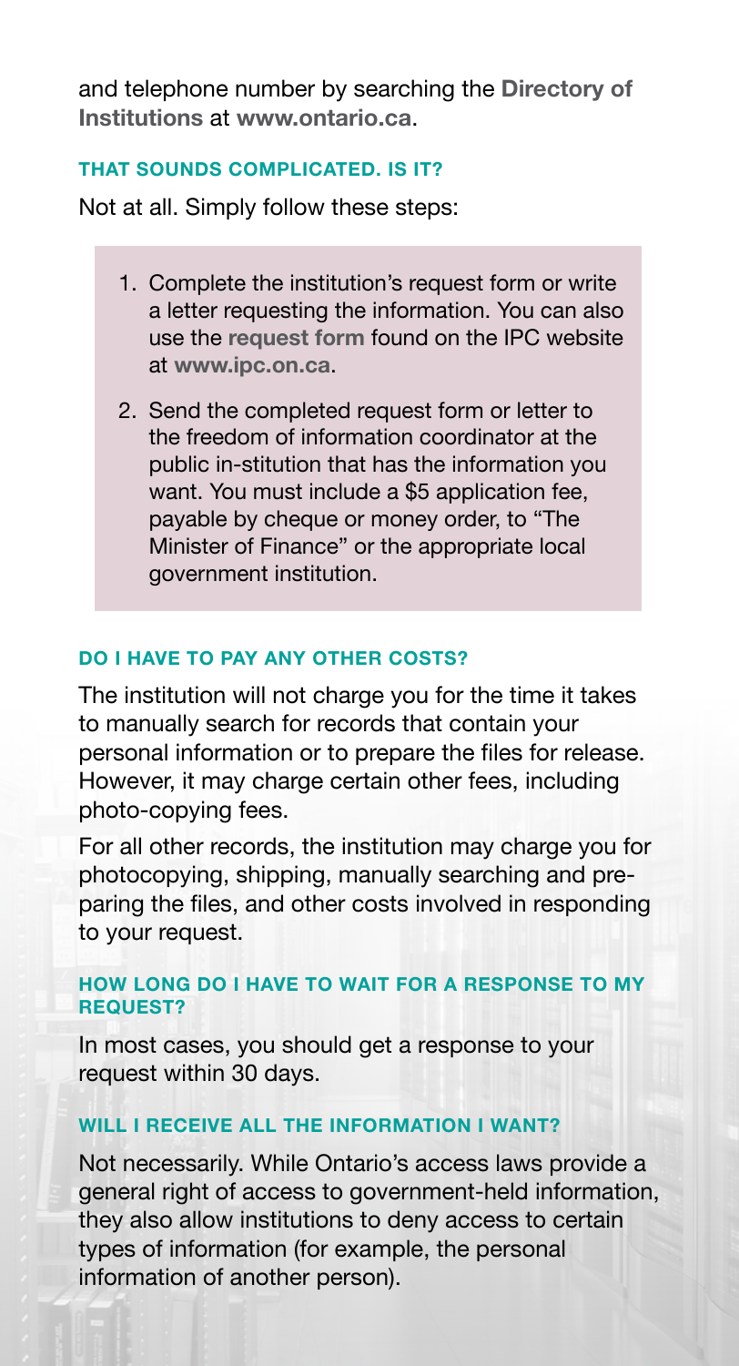and telephone number by searching the **Directory of Institutions** at **www.ontario.ca**.

### THAT SOUNDS COMPLICATED. IS IT?

Not at all. Simply follow these steps:

1. Complete the institution's request form or write a letter requesting the information. You can also use the **request form** found on the IPC website at **www.ipc.on.ca**.
2. Send the completed request form or letter to the freedom of information coordinator at the public in-stitution that has the information you want. You must include a $5 application fee, payable by cheque or money order, to "The Minister of Finance" or the appropriate local government institution.

### DO I HAVE TO PAY ANY OTHER COSTS?

The institution will not charge you for the time it takes to manually search for records that contain your personal information or to prepare the files for release. However, it may charge certain other fees, including photo-copying fees.

For all other records, the institution may charge you for photocopying, shipping, manually searching and preparing the files, and other costs involved in responding to your request.

### HOW LONG DO I HAVE TO WAIT FOR A RESPONSE TO MY REQUEST?

In most cases, you should get a response to your request within 30 days.

### WILL I RECEIVE ALL THE INFORMATION I WANT?

Not necessarily. While Ontario's access laws provide a general right of access to government-held information, they also allow institutions to deny access to certain types of information (for example, the personal information of another person).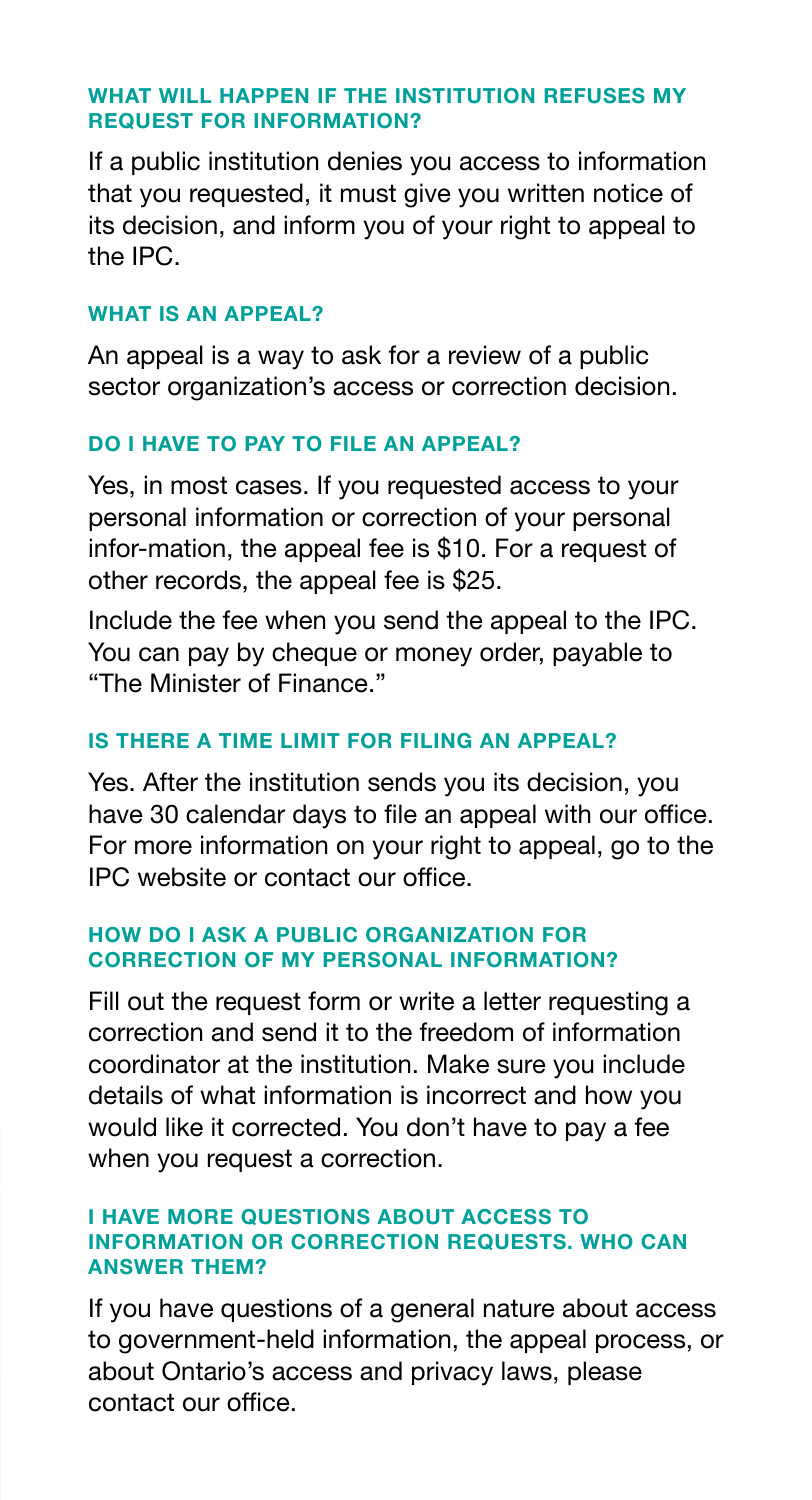### WHAT WILL HAPPEN IF THE INSTITUTION REFUSES MY REQUEST FOR INFORMATION?

If a public institution denies you access to information that you requested, it must give you written notice of its decision, and inform you of your right to appeal to the IPC.

### WHAT IS AN APPEAL?

An appeal is a way to ask for a review of a public sector organization's access or correction decision.

### DO I HAVE TO PAY TO FILE AN APPEAL?

Yes, in most cases. If you requested access to your personal information or correction of your personal infor-mation, the appeal fee is $10. For a request of other records, the appeal fee is $25.

Include the fee when you send the appeal to the IPC. You can pay by cheque or money order, payable to "The Minister of Finance."

### IS THERE A TIME LIMIT FOR FILING AN APPEAL?

Yes. After the institution sends you its decision, you have 30 calendar days to file an appeal with our office. For more information on your right to appeal, go to the IPC website or contact our office.

### HOW DO I ASK A PUBLIC ORGANIZATION FOR CORRECTION OF MY PERSONAL INFORMATION?

Fill out the request form or write a letter requesting a correction and send it to the freedom of information coordinator at the institution. Make sure you include details of what information is incorrect and how you would like it corrected. You don't have to pay a fee when you request a correction.

### I HAVE MORE QUESTIONS ABOUT ACCESS TO INFORMATION OR CORRECTION REQUESTS. WHO CAN ANSWER THEM?

If you have questions of a general nature about access to government-held information, the appeal process, or about Ontario's access and privacy laws, please contact our office.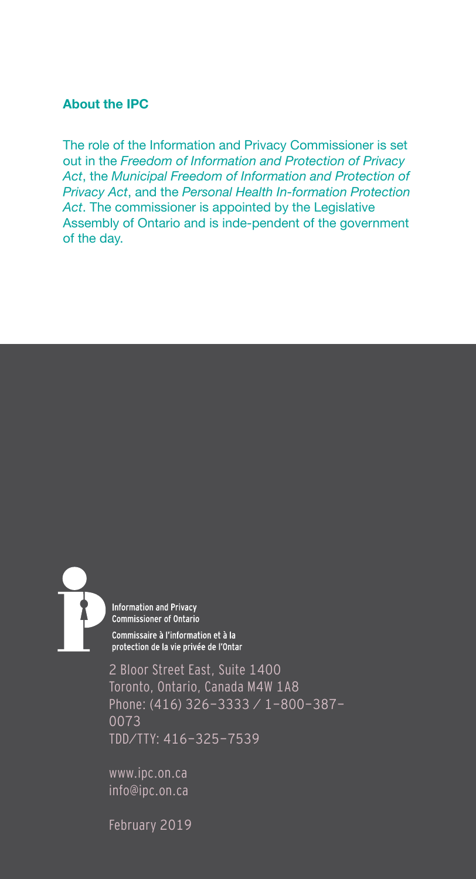### About the IPC

The role of the Information and Privacy Commissioner is set out in the *Freedom of Information and Protection of Privacy Act*, the *Municipal Freedom of Information and Protection of Privacy Act*, and the *Personal Health In-formation Protection Act*. The commissioner is appointed by the Legislative Assembly of Ontario and is inde-pendent of the government of the day.

Information and Privacy
Commissioner of Ontario

Commissaire à l'information et à la
protection de la vie privée de l'Ontar

2 Bloor Street East, Suite 1400
Toronto, Ontario, Canada M4W 1A8
Phone: (416) 326-3333 / 1-800-387-0073
TDD/TTY: 416-325-7539

www.ipc.on.ca
info@ipc.on.ca

February 2019